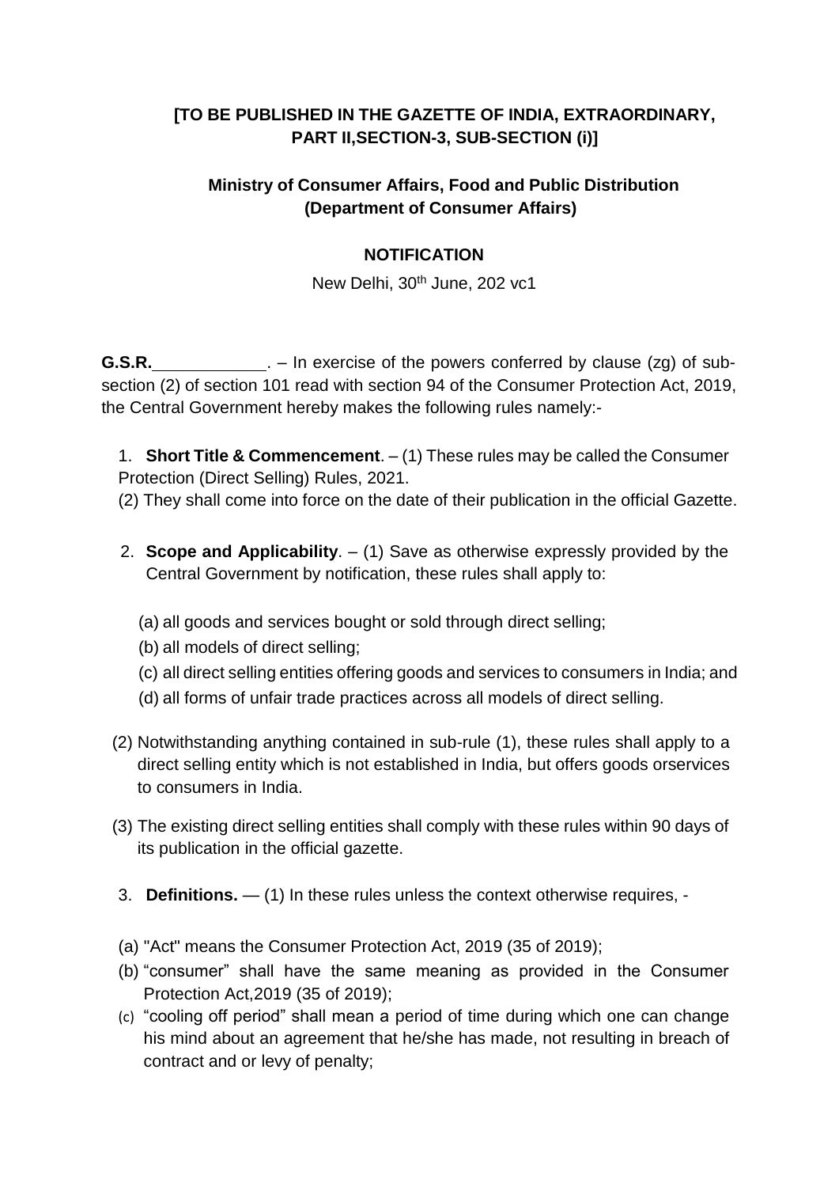**[TO BE PUBLISHED IN THE GAZETTE OF INDIA, EXTRAORDINARY, PART II,SECTION-3, SUB-SECTION (i)]**

**Ministry of Consumer Affairs, Food and Public Distribution (Department of Consumer Affairs)**

**NOTIFICATION**

New Delhi, 30th June, 202 vc1

**G.S.R.**\_\_\_\_\_\_\_\_\_\_\_\_. – In exercise of the powers conferred by clause (zg) of sub-section (2) of section 101 read with section 94 of the Consumer Protection Act, 2019, the Central Government hereby makes the following rules namely:-

1. **Short Title & Commencement**. – (1) These rules may be called the Consumer Protection (Direct Selling) Rules, 2021.

(2) They shall come into force on the date of their publication in the official Gazette.

2. **Scope and Applicability**. – (1) Save as otherwise expressly provided by the Central Government by notification, these rules shall apply to:

(a) all goods and services bought or sold through direct selling;

(b) all models of direct selling;

(c) all direct selling entities offering goods and services to consumers in India; and

(d) all forms of unfair trade practices across all models of direct selling.

(2) Notwithstanding anything contained in sub-rule (1), these rules shall apply to a direct selling entity which is not established in India, but offers goods orservices to consumers in India.

(3) The existing direct selling entities shall comply with these rules within 90 days of its publication in the official gazette.

3. **Definitions.** — (1) In these rules unless the context otherwise requires, -

(a) "Act" means the Consumer Protection Act, 2019 (35 of 2019);

(b) "consumer" shall have the same meaning as provided in the Consumer Protection Act,2019 (35 of 2019);

(c) "cooling off period" shall mean a period of time during which one can change his mind about an agreement that he/she has made, not resulting in breach of contract and or levy of penalty;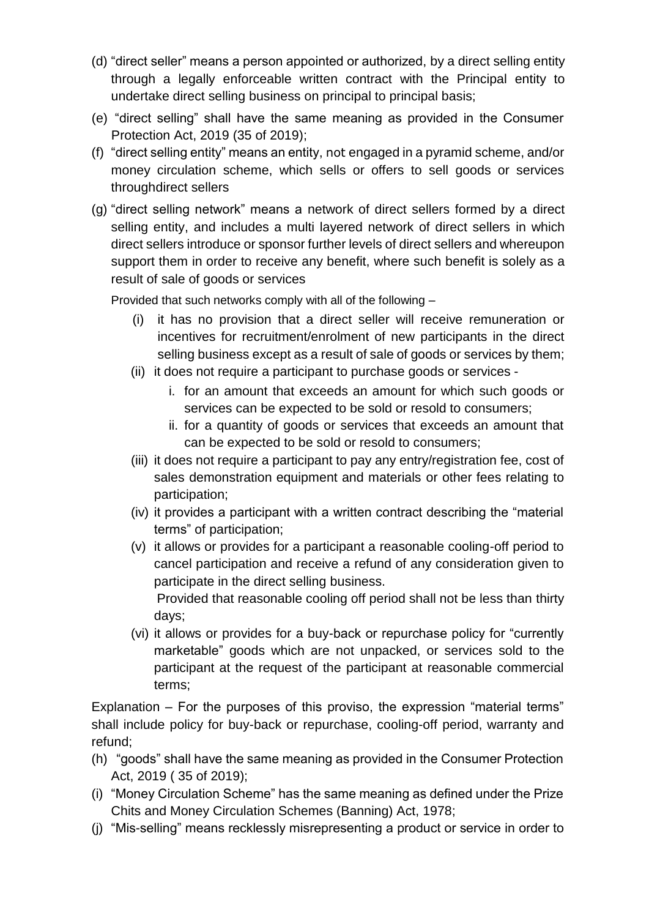(d) "direct seller" means a person appointed or authorized, by a direct selling entity through a legally enforceable written contract with the Principal entity to undertake direct selling business on principal to principal basis;

(e) "direct selling" shall have the same meaning as provided in the Consumer Protection Act, 2019 (35 of 2019);

(f) "direct selling entity" means an entity, not engaged in a pyramid scheme, and/or money circulation scheme, which sells or offers to sell goods or services throughdirect sellers

(g) "direct selling network" means a network of direct sellers formed by a direct selling entity, and includes a multi layered network of direct sellers in which direct sellers introduce or sponsor further levels of direct sellers and whereupon support them in order to receive any benefit, where such benefit is solely as a result of sale of goods or services

Provided that such networks comply with all of the following –

- (i) it has no provision that a direct seller will receive remuneration or incentives for recruitment/enrolment of new participants in the direct selling business except as a result of sale of goods or services by them;
- (ii) it does not require a participant to purchase goods or services -
    - i. for an amount that exceeds an amount for which such goods or services can be expected to be sold or resold to consumers;
    - ii. for a quantity of goods or services that exceeds an amount that can be expected to be sold or resold to consumers;
- (iii) it does not require a participant to pay any entry/registration fee, cost of sales demonstration equipment and materials or other fees relating to participation;
- (iv) it provides a participant with a written contract describing the "material terms" of participation;
- (v) it allows or provides for a participant a reasonable cooling-off period to cancel participation and receive a refund of any consideration given to participate in the direct selling business.

  Provided that reasonable cooling off period shall not be less than thirty days;
- (vi) it allows or provides for a buy-back or repurchase policy for "currently marketable" goods which are not unpacked, or services sold to the participant at the request of the participant at reasonable commercial terms;

Explanation – For the purposes of this proviso, the expression "material terms" shall include policy for buy-back or repurchase, cooling-off period, warranty and refund;

(h) "goods" shall have the same meaning as provided in the Consumer Protection Act, 2019 ( 35 of 2019);

(i) "Money Circulation Scheme" has the same meaning as defined under the Prize Chits and Money Circulation Schemes (Banning) Act, 1978;

(j) "Mis-selling" means recklessly misrepresenting a product or service in order to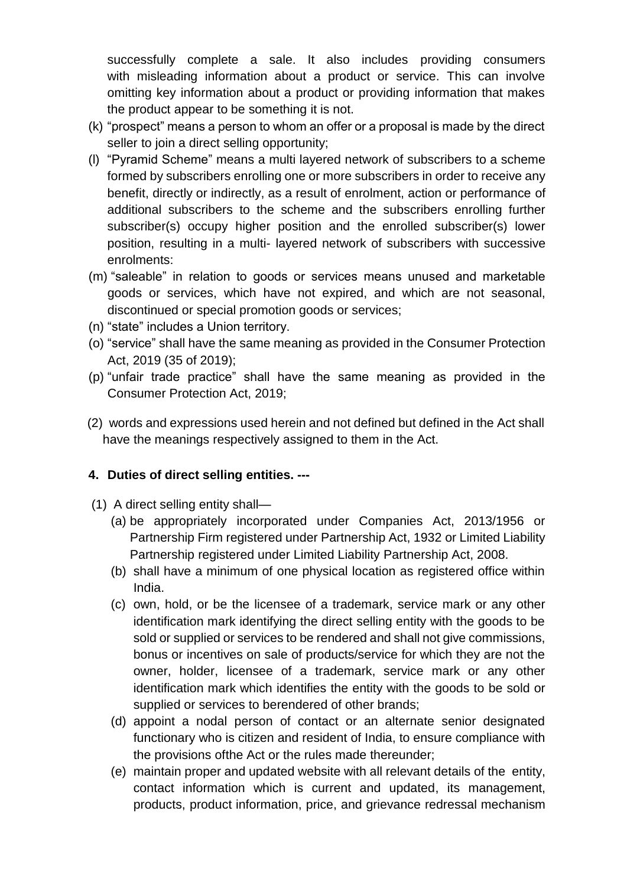successfully complete a sale. It also includes providing consumers with misleading information about a product or service. This can involve omitting key information about a product or providing information that makes the product appear to be something it is not.

(k) "prospect" means a person to whom an offer or a proposal is made by the direct seller to join a direct selling opportunity;

(l) "Pyramid Scheme" means a multi layered network of subscribers to a scheme formed by subscribers enrolling one or more subscribers in order to receive any benefit, directly or indirectly, as a result of enrolment, action or performance of additional subscribers to the scheme and the subscribers enrolling further subscriber(s) occupy higher position and the enrolled subscriber(s) lower position, resulting in a multi- layered network of subscribers with successive enrolments:

(m) "saleable" in relation to goods or services means unused and marketable goods or services, which have not expired, and which are not seasonal, discontinued or special promotion goods or services;

(n) "state" includes a Union territory.

(o) "service" shall have the same meaning as provided in the Consumer Protection Act, 2019 (35 of 2019);

(p) "unfair trade practice" shall have the same meaning as provided in the Consumer Protection Act, 2019;

(2) words and expressions used herein and not defined but defined in the Act shall have the meanings respectively assigned to them in the Act.

**4. Duties of direct selling entities. ---**

(1) A direct selling entity shall—

(a) be appropriately incorporated under Companies Act, 2013/1956 or Partnership Firm registered under Partnership Act, 1932 or Limited Liability Partnership registered under Limited Liability Partnership Act, 2008.

(b) shall have a minimum of one physical location as registered office within India.

(c) own, hold, or be the licensee of a trademark, service mark or any other identification mark identifying the direct selling entity with the goods to be sold or supplied or services to be rendered and shall not give commissions, bonus or incentives on sale of products/service for which they are not the owner, holder, licensee of a trademark, service mark or any other identification mark which identifies the entity with the goods to be sold or supplied or services to berendered of other brands;

(d) appoint a nodal person of contact or an alternate senior designated functionary who is citizen and resident of India, to ensure compliance with the provisions ofthe Act or the rules made thereunder;

(e) maintain proper and updated website with all relevant details of the entity, contact information which is current and updated, its management, products, product information, price, and grievance redressal mechanism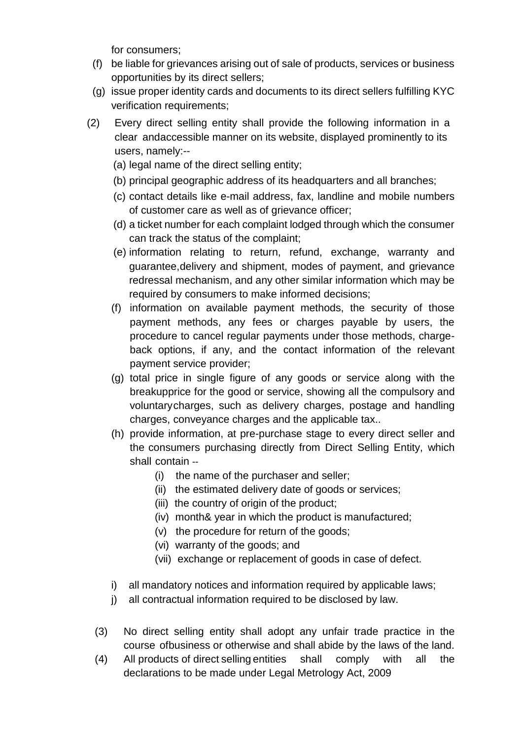for consumers;

(f) be liable for grievances arising out of sale of products, services or business opportunities by its direct sellers;

(g) issue proper identity cards and documents to its direct sellers fulfilling KYC verification requirements;

(2) Every direct selling entity shall provide the following information in a clear andaccessible manner on its website, displayed prominently to its users, namely:--

(a) legal name of the direct selling entity;

(b) principal geographic address of its headquarters and all branches;

(c) contact details like e-mail address, fax, landline and mobile numbers of customer care as well as of grievance officer;

(d) a ticket number for each complaint lodged through which the consumer can track the status of the complaint;

(e) information relating to return, refund, exchange, warranty and guarantee,delivery and shipment, modes of payment, and grievance redressal mechanism, and any other similar information which may be required by consumers to make informed decisions;

(f) information on available payment methods, the security of those payment methods, any fees or charges payable by users, the procedure to cancel regular payments under those methods, charge-back options, if any, and the contact information of the relevant payment service provider;

(g) total price in single figure of any goods or service along with the breakupprice for the good or service, showing all the compulsory and voluntarycharges, such as delivery charges, postage and handling charges, conveyance charges and the applicable tax..

(h) provide information, at pre-purchase stage to every direct seller and the consumers purchasing directly from Direct Selling Entity, which shall contain --

(i) the name of the purchaser and seller;

(ii) the estimated delivery date of goods or services;

(iii) the country of origin of the product;

(iv) month& year in which the product is manufactured;

(v) the procedure for return of the goods;

(vi) warranty of the goods; and

(vii) exchange or replacement of goods in case of defect.

i) all mandatory notices and information required by applicable laws;

j) all contractual information required to be disclosed by law.

(3) No direct selling entity shall adopt any unfair trade practice in the course ofbusiness or otherwise and shall abide by the laws of the land.

(4) All products of direct selling entities shall comply with all the declarations to be made under Legal Metrology Act, 2009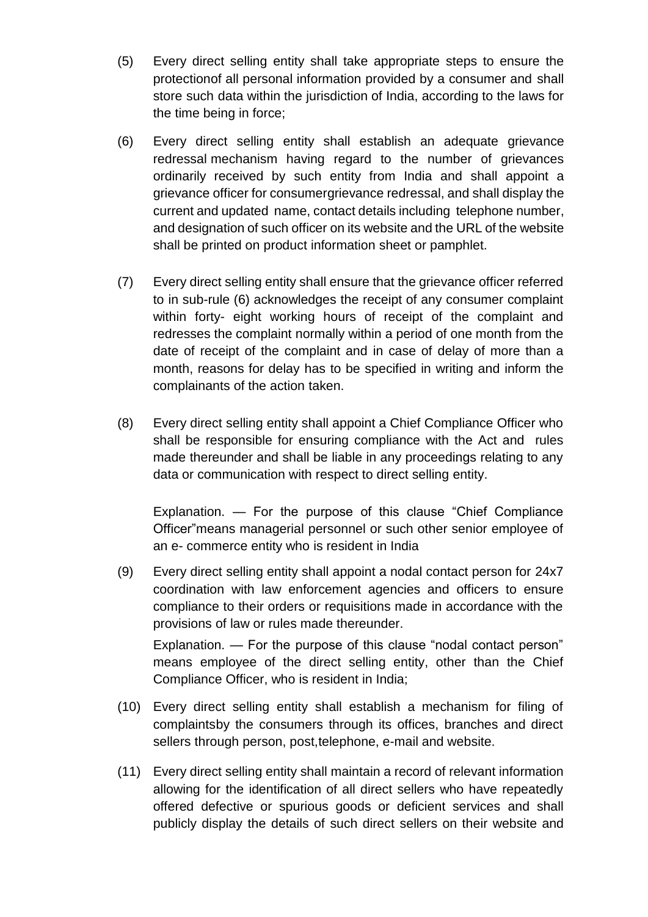(5) Every direct selling entity shall take appropriate steps to ensure the protectionof all personal information provided by a consumer and shall store such data within the jurisdiction of India, according to the laws for the time being in force;

(6) Every direct selling entity shall establish an adequate grievance redressal mechanism having regard to the number of grievances ordinarily received by such entity from India and shall appoint a grievance officer for consumergrievance redressal, and shall display the current and updated name, contact details including telephone number, and designation of such officer on its website and the URL of the website shall be printed on product information sheet or pamphlet.

(7) Every direct selling entity shall ensure that the grievance officer referred to in sub-rule (6) acknowledges the receipt of any consumer complaint within forty- eight working hours of receipt of the complaint and redresses the complaint normally within a period of one month from the date of receipt of the complaint and in case of delay of more than a month, reasons for delay has to be specified in writing and inform the complainants of the action taken.

(8) Every direct selling entity shall appoint a Chief Compliance Officer who shall be responsible for ensuring compliance with the Act and rules made thereunder and shall be liable in any proceedings relating to any data or communication with respect to direct selling entity.

Explanation. — For the purpose of this clause "Chief Compliance Officer"means managerial personnel or such other senior employee of an e- commerce entity who is resident in India

(9) Every direct selling entity shall appoint a nodal contact person for 24x7 coordination with law enforcement agencies and officers to ensure compliance to their orders or requisitions made in accordance with the provisions of law or rules made thereunder.

Explanation. — For the purpose of this clause "nodal contact person" means employee of the direct selling entity, other than the Chief Compliance Officer, who is resident in India;

(10) Every direct selling entity shall establish a mechanism for filing of complaintsby the consumers through its offices, branches and direct sellers through person, post,telephone, e-mail and website.

(11) Every direct selling entity shall maintain a record of relevant information allowing for the identification of all direct sellers who have repeatedly offered defective or spurious goods or deficient services and shall publicly display the details of such direct sellers on their website and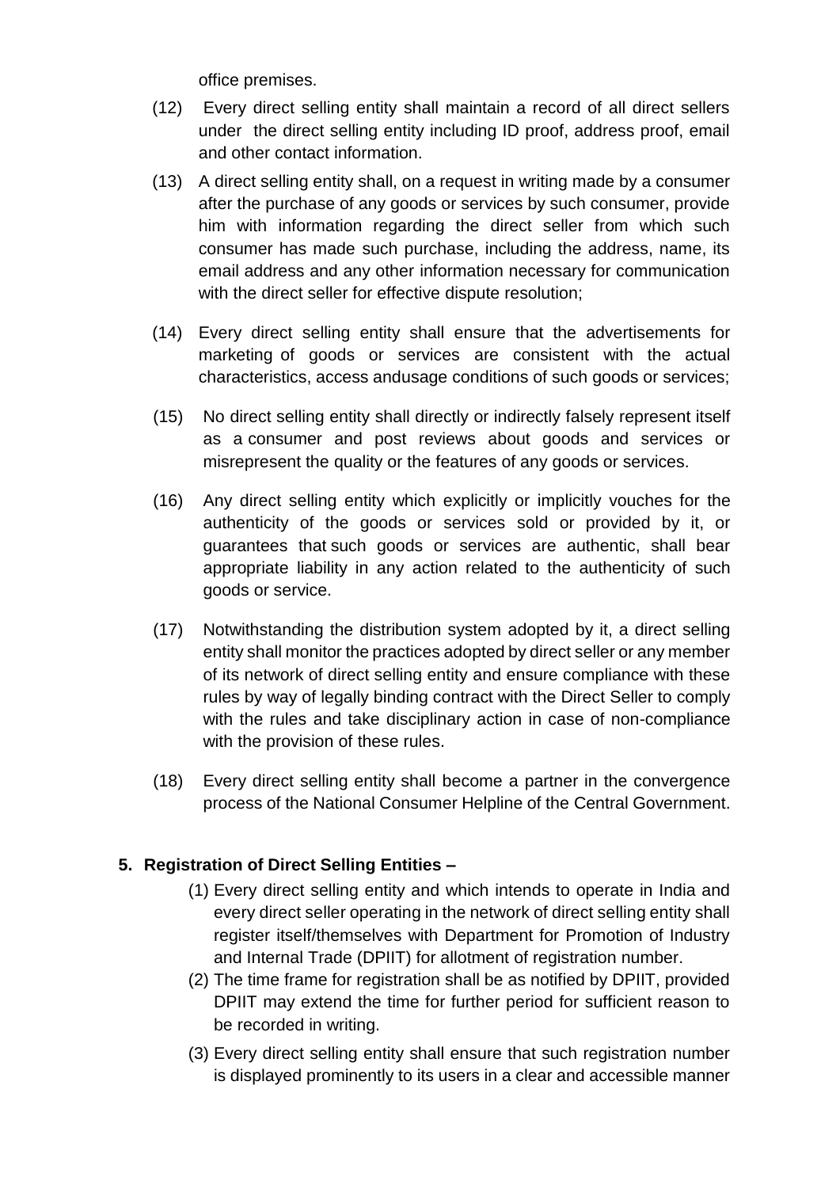office premises.

(12) Every direct selling entity shall maintain a record of all direct sellers under the direct selling entity including ID proof, address proof, email and other contact information.

(13) A direct selling entity shall, on a request in writing made by a consumer after the purchase of any goods or services by such consumer, provide him with information regarding the direct seller from which such consumer has made such purchase, including the address, name, its email address and any other information necessary for communication with the direct seller for effective dispute resolution;

(14) Every direct selling entity shall ensure that the advertisements for marketing of goods or services are consistent with the actual characteristics, access andusage conditions of such goods or services;

(15) No direct selling entity shall directly or indirectly falsely represent itself as a consumer and post reviews about goods and services or misrepresent the quality or the features of any goods or services.

(16) Any direct selling entity which explicitly or implicitly vouches for the authenticity of the goods or services sold or provided by it, or guarantees that such goods or services are authentic, shall bear appropriate liability in any action related to the authenticity of such goods or service.

(17) Notwithstanding the distribution system adopted by it, a direct selling entity shall monitor the practices adopted by direct seller or any member of its network of direct selling entity and ensure compliance with these rules by way of legally binding contract with the Direct Seller to comply with the rules and take disciplinary action in case of non-compliance with the provision of these rules.

(18) Every direct selling entity shall become a partner in the convergence process of the National Consumer Helpline of the Central Government.

**5. Registration of Direct Selling Entities –**

(1) Every direct selling entity and which intends to operate in India and every direct seller operating in the network of direct selling entity shall register itself/themselves with Department for Promotion of Industry and Internal Trade (DPIIT) for allotment of registration number.

(2) The time frame for registration shall be as notified by DPIIT, provided DPIIT may extend the time for further period for sufficient reason to be recorded in writing.

(3) Every direct selling entity shall ensure that such registration number is displayed prominently to its users in a clear and accessible manner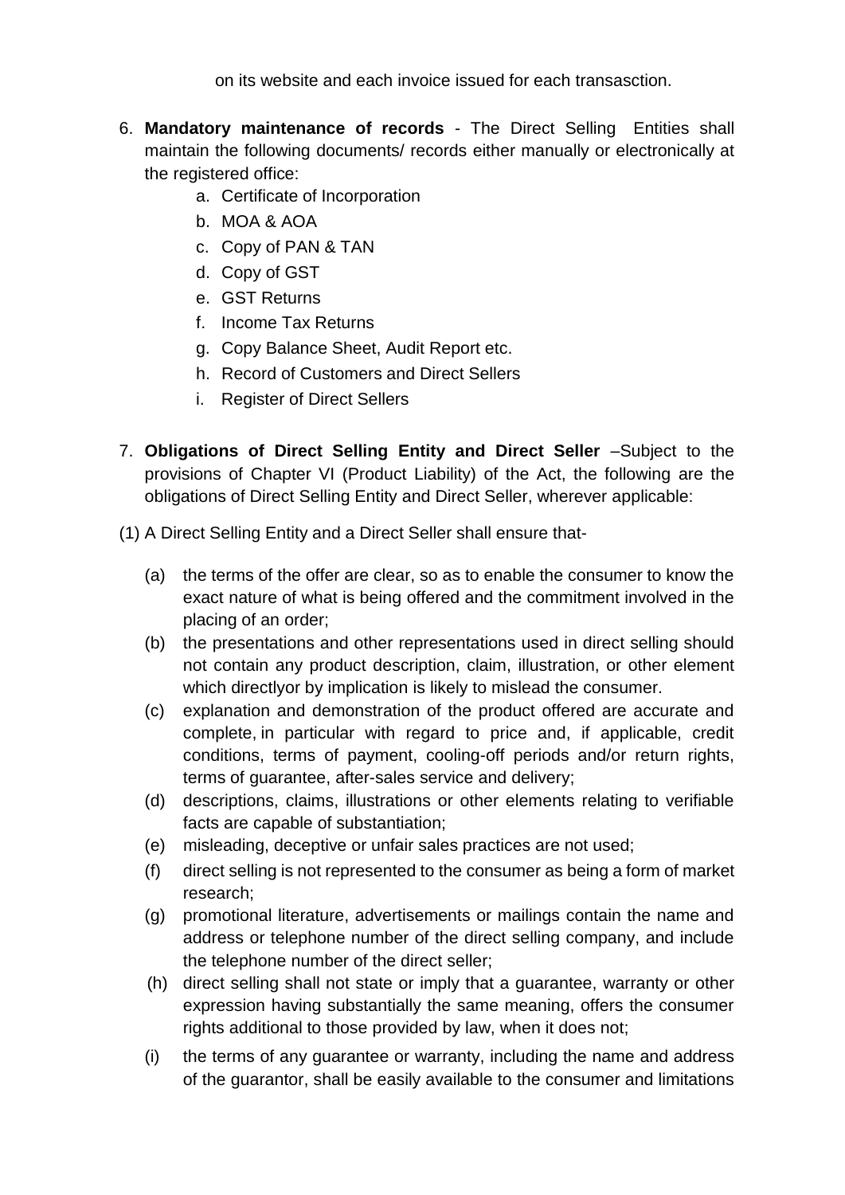on its website and each invoice issued for each transasction.

6. **Mandatory maintenance of records** - The Direct Selling Entities shall maintain the following documents/ records either manually or electronically at the registered office:
    a. Certificate of Incorporation
    b. MOA & AOA
    c. Copy of PAN & TAN
    d. Copy of GST
    e. GST Returns
    f. Income Tax Returns
    g. Copy Balance Sheet, Audit Report etc.
    h. Record of Customers and Direct Sellers
    i. Register of Direct Sellers

7. **Obligations of Direct Selling Entity and Direct Seller** –Subject to the provisions of Chapter VI (Product Liability) of the Act, the following are the obligations of Direct Selling Entity and Direct Seller, wherever applicable:

(1) A Direct Selling Entity and a Direct Seller shall ensure that-

- (a) the terms of the offer are clear, so as to enable the consumer to know the exact nature of what is being offered and the commitment involved in the placing of an order;
- (b) the presentations and other representations used in direct selling should not contain any product description, claim, illustration, or other element which directlyor by implication is likely to mislead the consumer.
- (c) explanation and demonstration of the product offered are accurate and complete, in particular with regard to price and, if applicable, credit conditions, terms of payment, cooling-off periods and/or return rights, terms of guarantee, after-sales service and delivery;
- (d) descriptions, claims, illustrations or other elements relating to verifiable facts are capable of substantiation;
- (e) misleading, deceptive or unfair sales practices are not used;
- (f) direct selling is not represented to the consumer as being a form of market research;
- (g) promotional literature, advertisements or mailings contain the name and address or telephone number of the direct selling company, and include the telephone number of the direct seller;
- (h) direct selling shall not state or imply that a guarantee, warranty or other expression having substantially the same meaning, offers the consumer rights additional to those provided by law, when it does not;
- (i) the terms of any guarantee or warranty, including the name and address of the guarantor, shall be easily available to the consumer and limitations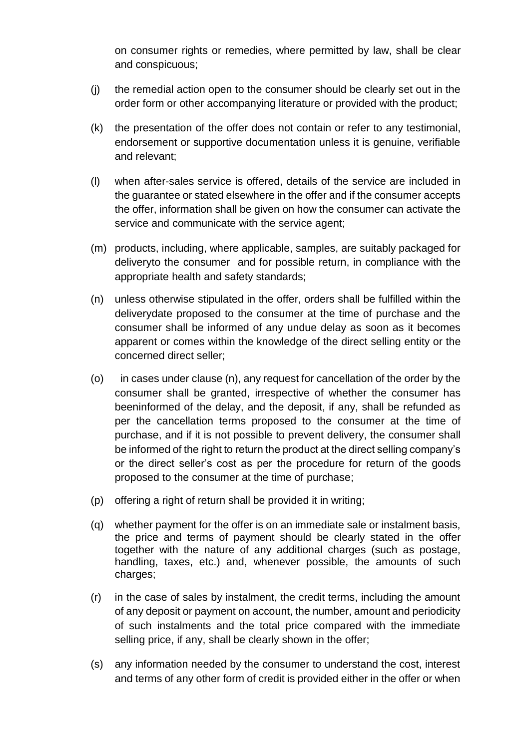on consumer rights or remedies, where permitted by law, shall be clear and conspicuous;

(j) the remedial action open to the consumer should be clearly set out in the order form or other accompanying literature or provided with the product;

(k) the presentation of the offer does not contain or refer to any testimonial, endorsement or supportive documentation unless it is genuine, verifiable and relevant;

(l) when after-sales service is offered, details of the service are included in the guarantee or stated elsewhere in the offer and if the consumer accepts the offer, information shall be given on how the consumer can activate the service and communicate with the service agent;

(m) products, including, where applicable, samples, are suitably packaged for deliveryto the consumer and for possible return, in compliance with the appropriate health and safety standards;

(n) unless otherwise stipulated in the offer, orders shall be fulfilled within the deliverydate proposed to the consumer at the time of purchase and the consumer shall be informed of any undue delay as soon as it becomes apparent or comes within the knowledge of the direct selling entity or the concerned direct seller;

(o) in cases under clause (n), any request for cancellation of the order by the consumer shall be granted, irrespective of whether the consumer has beeninformed of the delay, and the deposit, if any, shall be refunded as per the cancellation terms proposed to the consumer at the time of purchase, and if it is not possible to prevent delivery, the consumer shall be informed of the right to return the product at the direct selling company's or the direct seller's cost as per the procedure for return of the goods proposed to the consumer at the time of purchase;

(p) offering a right of return shall be provided it in writing;

(q) whether payment for the offer is on an immediate sale or instalment basis, the price and terms of payment should be clearly stated in the offer together with the nature of any additional charges (such as postage, handling, taxes, etc.) and, whenever possible, the amounts of such charges;

(r) in the case of sales by instalment, the credit terms, including the amount of any deposit or payment on account, the number, amount and periodicity of such instalments and the total price compared with the immediate selling price, if any, shall be clearly shown in the offer;

(s) any information needed by the consumer to understand the cost, interest and terms of any other form of credit is provided either in the offer or when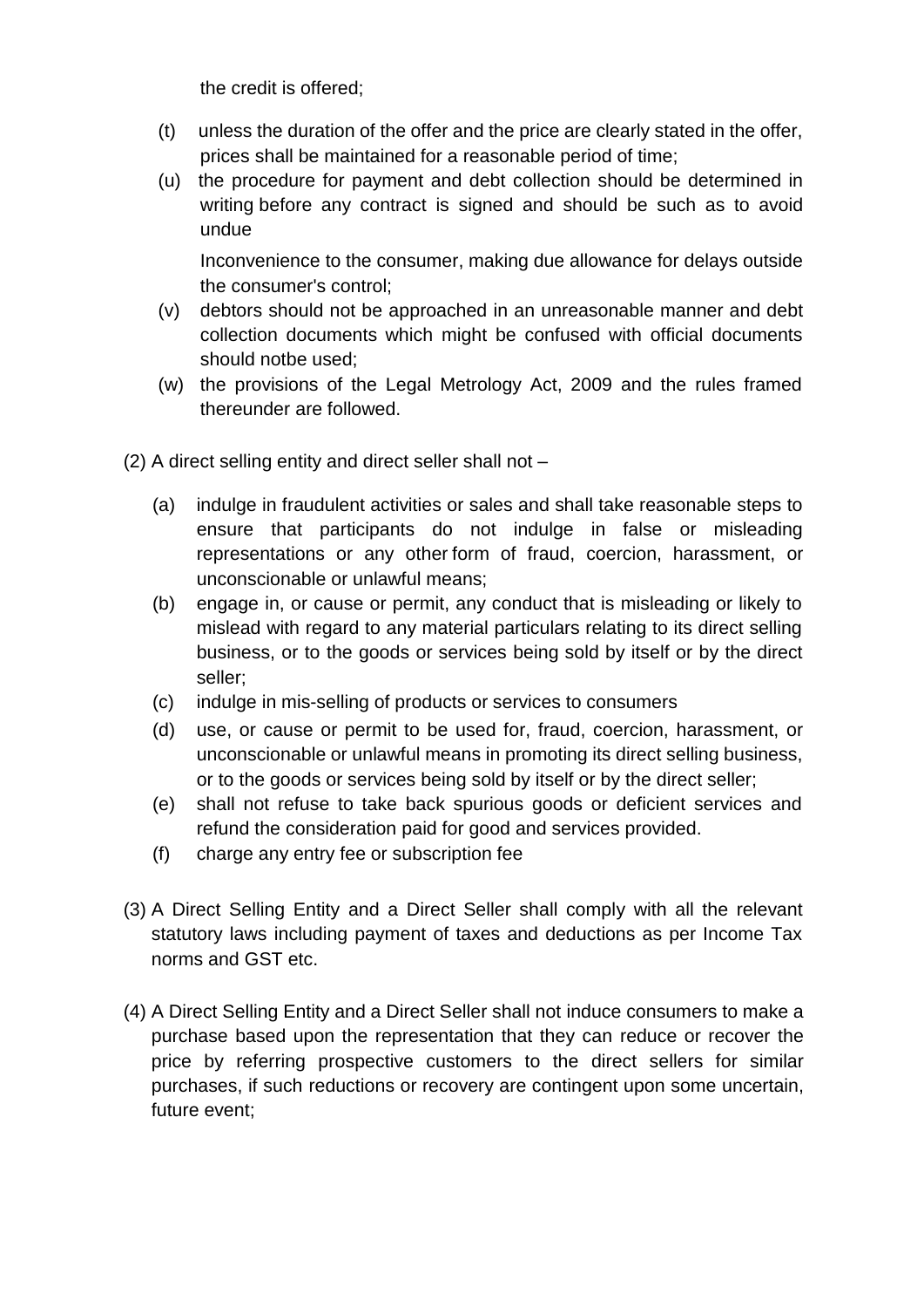the credit is offered;

(t) unless the duration of the offer and the price are clearly stated in the offer, prices shall be maintained for a reasonable period of time;

(u) the procedure for payment and debt collection should be determined in writing before any contract is signed and should be such as to avoid undue

Inconvenience to the consumer, making due allowance for delays outside the consumer's control;

(v) debtors should not be approached in an unreasonable manner and debt collection documents which might be confused with official documents should notbe used;

(w) the provisions of the Legal Metrology Act, 2009 and the rules framed thereunder are followed.

(2) A direct selling entity and direct seller shall not –

(a) indulge in fraudulent activities or sales and shall take reasonable steps to ensure that participants do not indulge in false or misleading representations or any other form of fraud, coercion, harassment, or unconscionable or unlawful means;

(b) engage in, or cause or permit, any conduct that is misleading or likely to mislead with regard to any material particulars relating to its direct selling business, or to the goods or services being sold by itself or by the direct seller;

(c) indulge in mis-selling of products or services to consumers

(d) use, or cause or permit to be used for, fraud, coercion, harassment, or unconscionable or unlawful means in promoting its direct selling business, or to the goods or services being sold by itself or by the direct seller;

(e) shall not refuse to take back spurious goods or deficient services and refund the consideration paid for good and services provided.

(f) charge any entry fee or subscription fee

(3) A Direct Selling Entity and a Direct Seller shall comply with all the relevant statutory laws including payment of taxes and deductions as per Income Tax norms and GST etc.

(4) A Direct Selling Entity and a Direct Seller shall not induce consumers to make a purchase based upon the representation that they can reduce or recover the price by referring prospective customers to the direct sellers for similar purchases, if such reductions or recovery are contingent upon some uncertain, future event;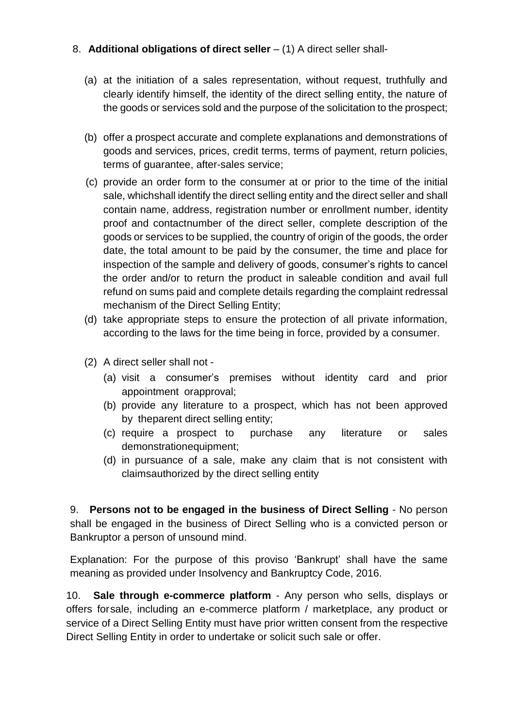8. **Additional obligations of direct seller** – (1) A direct seller shall-

(a) at the initiation of a sales representation, without request, truthfully and clearly identify himself, the identity of the direct selling entity, the nature of the goods or services sold and the purpose of the solicitation to the prospect;

(b) offer a prospect accurate and complete explanations and demonstrations of goods and services, prices, credit terms, terms of payment, return policies, terms of guarantee, after-sales service;

(c) provide an order form to the consumer at or prior to the time of the initial sale, whichshall identify the direct selling entity and the direct seller and shall contain name, address, registration number or enrollment number, identity proof and contactnumber of the direct seller, complete description of the goods or services to be supplied, the country of origin of the goods, the order date, the total amount to be paid by the consumer, the time and place for inspection of the sample and delivery of goods, consumer's rights to cancel the order and/or to return the product in saleable condition and avail full refund on sums paid and complete details regarding the complaint redressal mechanism of the Direct Selling Entity;

(d) take appropriate steps to ensure the protection of all private information, according to the laws for the time being in force, provided by a consumer.

(2) A direct seller shall not -

(a) visit a consumer's premises without identity card and prior appointment orapproval;

(b) provide any literature to a prospect, which has not been approved by theparent direct selling entity;

(c) require a prospect to purchase any literature or sales demonstrationequipment;

(d) in pursuance of a sale, make any claim that is not consistent with claimsauthorized by the direct selling entity

9. **Persons not to be engaged in the business of Direct Selling** - No person shall be engaged in the business of Direct Selling who is a convicted person or Bankruptor a person of unsound mind.

Explanation: For the purpose of this proviso 'Bankrupt' shall have the same meaning as provided under Insolvency and Bankruptcy Code, 2016.

10. **Sale through e-commerce platform** - Any person who sells, displays or offers forsale, including an e-commerce platform / marketplace, any product or service of a Direct Selling Entity must have prior written consent from the respective Direct Selling Entity in order to undertake or solicit such sale or offer.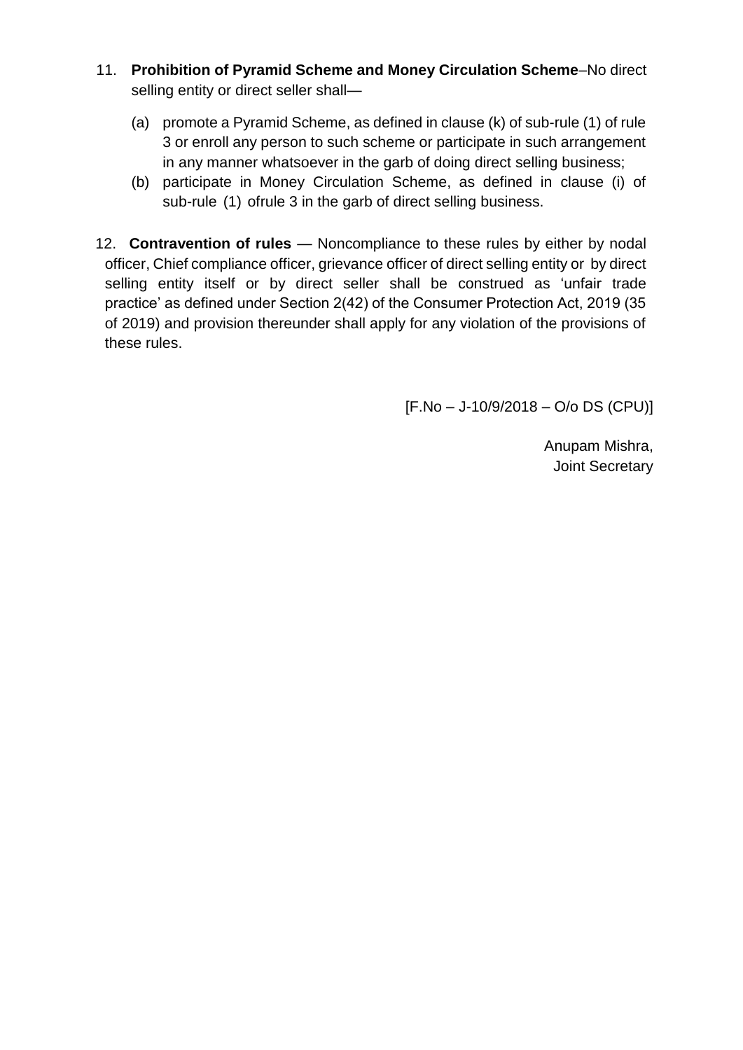11. **Prohibition of Pyramid Scheme and Money Circulation Scheme**–No direct selling entity or direct seller shall—

    (a) promote a Pyramid Scheme, as defined in clause (k) of sub-rule (1) of rule 3 or enroll any person to such scheme or participate in such arrangement in any manner whatsoever in the garb of doing direct selling business;

    (b) participate in Money Circulation Scheme, as defined in clause (i) of sub-rule (1) ofrule 3 in the garb of direct selling business.

12. **Contravention of rules** — Noncompliance to these rules by either by nodal officer, Chief compliance officer, grievance officer of direct selling entity or by direct selling entity itself or by direct seller shall be construed as 'unfair trade practice' as defined under Section 2(42) of the Consumer Protection Act, 2019 (35 of 2019) and provision thereunder shall apply for any violation of the provisions of these rules.

[F.No – J-10/9/2018 – O/o DS (CPU)]

Anupam Mishra,
Joint Secretary